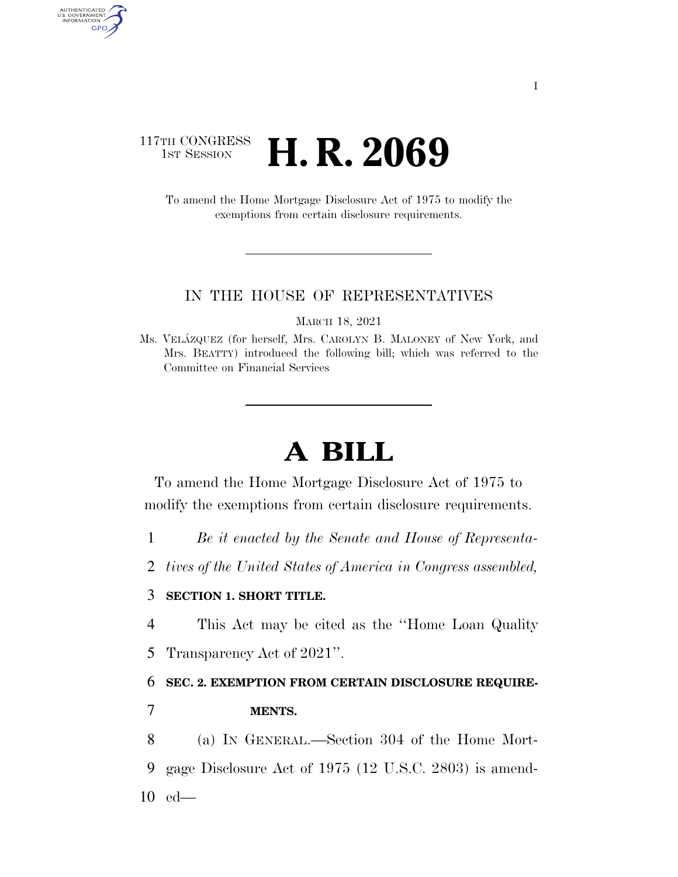117TH CONGRESS
1ST SESSION

# H. R. 2069

To amend the Home Mortgage Disclosure Act of 1975 to modify the exemptions from certain disclosure requirements.

IN THE HOUSE OF REPRESENTATIVES

MARCH 18, 2021

Ms. VELÁZQUEZ (for herself, Mrs. CAROLYN B. MALONEY of New York, and Mrs. BEATTY) introduced the following bill; which was referred to the Committee on Financial Services

# A BILL

To amend the Home Mortgage Disclosure Act of 1975 to modify the exemptions from certain disclosure requirements.

1 *Be it enacted by the Senate and House of Representa-*
2 *tives of the United States of America in Congress assembled,*

3 **SECTION 1. SHORT TITLE.**

4 This Act may be cited as the "Home Loan Quality
5 Transparency Act of 2021".

6 **SEC. 2. EXEMPTION FROM CERTAIN DISCLOSURE REQUIRE-**
7 **MENTS.**

8 (a) IN GENERAL.—Section 304 of the Home Mort-
9 gage Disclosure Act of 1975 (12 U.S.C. 2803) is amend-
10 ed—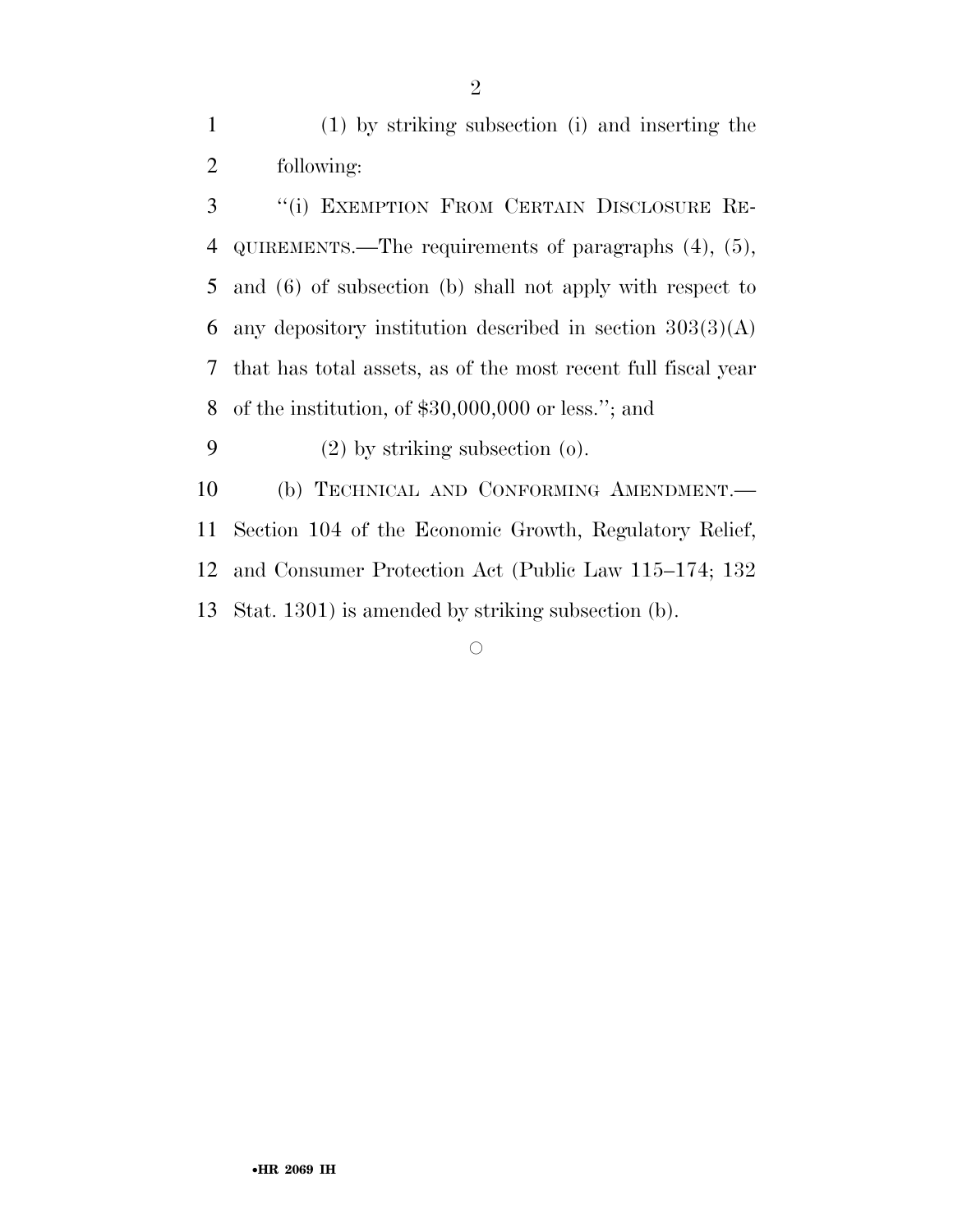(1) by striking subsection (i) and inserting the following:

"(i) EXEMPTION FROM CERTAIN DISCLOSURE REQUIREMENTS.—The requirements of paragraphs (4), (5), and (6) of subsection (b) shall not apply with respect to any depository institution described in section 303(3)(A) that has total assets, as of the most recent full fiscal year of the institution, of $30,000,000 or less."; and

(2) by striking subsection (o).

(b) TECHNICAL AND CONFORMING AMENDMENT.—Section 104 of the Economic Growth, Regulatory Relief, and Consumer Protection Act (Public Law 115–174; 132 Stat. 1301) is amended by striking subsection (b).

○